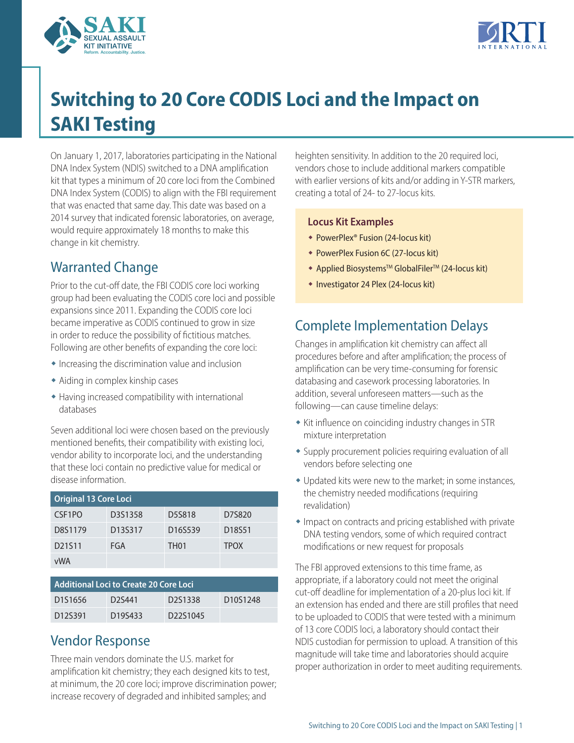# Switching to 20 Core CODIS Loci and the Impact on SAKI Testing

On January 1, 2017, laboratories participating in the National DNA Index System (NDIS) switched to a DNA amplification kit that types a minimum of 20 core loci from the Combined DNA Index System (CODIS) to align with the FBI requirement that was enacted that same day. This date was based on a 2014 survey that indicated forensic laboratories, on average, would require approximately 18 months to make this change in kit chemistry.

## Warranted Change

Prior to the cut-off date, the FBI CODIS core loci working group had been evaluating the CODIS core loci and possible expansions since 2011. Expanding the CODIS core loci became imperative as CODIS continued to grow in size in order to reduce the possibility of fictitious matches. Following are other benefits of expanding the core loci:

- Increasing the discrimination value and inclusion
- Aiding in complex kinship cases
- Having increased compatibility with international databases

Seven additional loci were chosen based on the previously mentioned benefits, their compatibility with existing loci, vendor ability to incorporate loci, and the understanding that these loci contain no predictive value for medical or disease information.

| Original 13 Core Loci | | | |
|---|---|---|---|
| CSF1PO | D3S1358 | D5S818 | D7S820 |
| D8S1179 | D13S317 | D16S539 | D18S51 |
| D21S11 | FGA | TH01 | TPOX |
| vWA | | | |

| Additional Loci to Create 20 Core Loci | | | |
|---|---|---|---|
| D1S1656 | D2S441 | D2S1338 | D10S1248 |
| D12S391 | D19S433 | D22S1045 | |

## Vendor Response

Three main vendors dominate the U.S. market for amplification kit chemistry; they each designed kits to test, at minimum, the 20 core loci; improve discrimination power; increase recovery of degraded and inhibited samples; and heighten sensitivity. In addition to the 20 required loci, vendors chose to include additional markers compatible with earlier versions of kits and/or adding in Y-STR markers, creating a total of 24- to 27-locus kits.

### Locus Kit Examples

- PowerPlex® Fusion (24-locus kit)
- PowerPlex Fusion 6C (27-locus kit)
- Applied Biosystems™ GlobalFiler™ (24-locus kit)
- Investigator 24 Plex (24-locus kit)

## Complete Implementation Delays

Changes in amplification kit chemistry can affect all procedures before and after amplification; the process of amplification can be very time-consuming for forensic databasing and casework processing laboratories. In addition, several unforeseen matters—such as the following—can cause timeline delays:

- Kit influence on coinciding industry changes in STR mixture interpretation
- Supply procurement policies requiring evaluation of all vendors before selecting one
- Updated kits were new to the market; in some instances, the chemistry needed modifications (requiring revalidation)
- Impact on contracts and pricing established with private DNA testing vendors, some of which required contract modifications or new request for proposals

The FBI approved extensions to this time frame, as appropriate, if a laboratory could not meet the original cut-off deadline for implementation of a 20-plus loci kit. If an extension has ended and there are still profiles that need to be uploaded to CODIS that were tested with a minimum of 13 core CODIS loci, a laboratory should contact their NDIS custodian for permission to upload. A transition of this magnitude will take time and laboratories should acquire proper authorization in order to meet auditing requirements.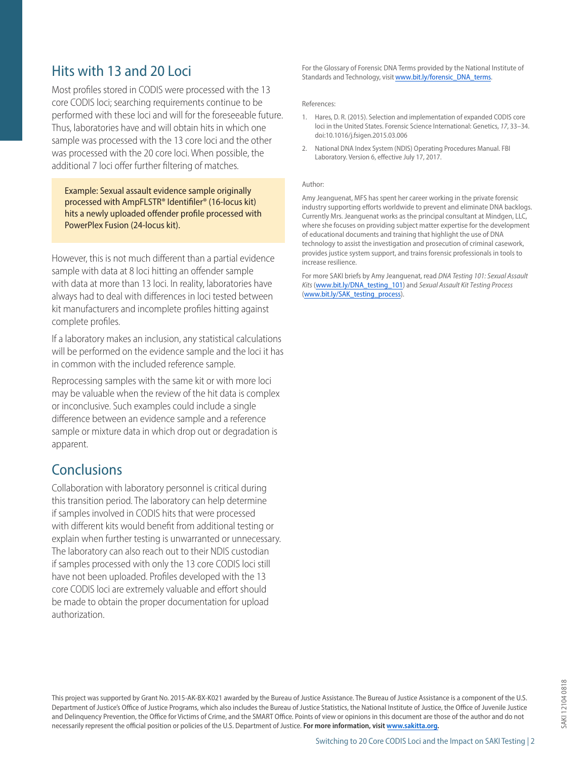## Hits with 13 and 20 Loci

Most profiles stored in CODIS were processed with the 13 core CODIS loci; searching requirements continue to be performed with these loci and will for the foreseeable future. Thus, laboratories have and will obtain hits in which one sample was processed with the 13 core loci and the other was processed with the 20 core loci. When possible, the additional 7 loci offer further filtering of matches.

> Example: Sexual assault evidence sample originally processed with AmpFLSTR® Identifiler® (16-locus kit) hits a newly uploaded offender profile processed with PowerPlex Fusion (24-locus kit).

However, this is not much different than a partial evidence sample with data at 8 loci hitting an offender sample with data at more than 13 loci. In reality, laboratories have always had to deal with differences in loci tested between kit manufacturers and incomplete profiles hitting against complete profiles.

If a laboratory makes an inclusion, any statistical calculations will be performed on the evidence sample and the loci it has in common with the included reference sample.

Reprocessing samples with the same kit or with more loci may be valuable when the review of the hit data is complex or inconclusive. Such examples could include a single difference between an evidence sample and a reference sample or mixture data in which drop out or degradation is apparent.

## Conclusions

Collaboration with laboratory personnel is critical during this transition period. The laboratory can help determine if samples involved in CODIS hits that were processed with different kits would benefit from additional testing or explain when further testing is unwarranted or unnecessary. The laboratory can also reach out to their NDIS custodian if samples processed with only the 13 core CODIS loci still have not been uploaded. Profiles developed with the 13 core CODIS loci are extremely valuable and effort should be made to obtain the proper documentation for upload authorization.

For the Glossary of Forensic DNA Terms provided by the National Institute of Standards and Technology, visit www.bit.ly/forensic_DNA_terms.

References:

1. Hares, D. R. (2015). Selection and implementation of expanded CODIS core loci in the United States. Forensic Science International: Genetics, *17*, 33–34. doi:10.1016/j.fsigen.2015.03.006
2. National DNA Index System (NDIS) Operating Procedures Manual. FBI Laboratory. Version 6, effective July 17, 2017.

Author:

Amy Jeanguenat, MFS has spent her career working in the private forensic industry supporting efforts worldwide to prevent and eliminate DNA backlogs. Currently Mrs. Jeanguenat works as the principal consultant at Mindgen, LLC, where she focuses on providing subject matter expertise for the development of educational documents and training that highlight the use of DNA technology to assist the investigation and prosecution of criminal casework, provides justice system support, and trains forensic professionals in tools to increase resilience.

For more SAKI briefs by Amy Jeanguenat, read *DNA Testing 101: Sexual Assault Kits* (www.bit.ly/DNA_testing_101) and *Sexual Assault Kit Testing Process* (www.bit.ly/SAK_testing_process).

This project was supported by Grant No. 2015-AK-BX-K021 awarded by the Bureau of Justice Assistance. The Bureau of Justice Assistance is a component of the U.S. Department of Justice's Office of Justice Programs, which also includes the Bureau of Justice Statistics, the National Institute of Justice, the Office of Juvenile Justice and Delinquency Prevention, the Office for Victims of Crime, and the SMART Office. Points of view or opinions in this document are those of the author and do not necessarily represent the official position or policies of the U.S. Department of Justice. **For more information, visit www.sakitta.org.**

SAKI 121040818